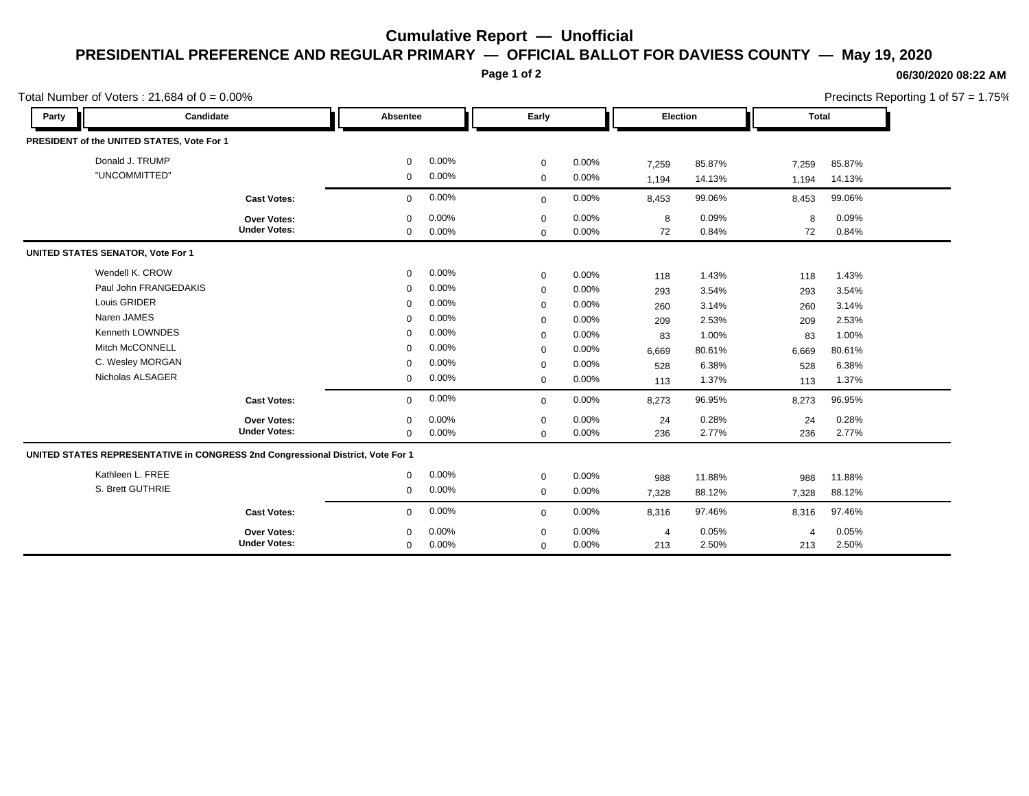# Cumulative Report — Unofficial

## PRESIDENTIAL PREFERENCE AND REGULAR PRIMARY — OFFICIAL BALLOT FOR DAVIESS COUNTY — May 19, 2020

06/30/2020 08:22 AM

Total Number of Voters : 21,684 of 0 = 0.00%

Precincts Reporting 1 of 57 = 1.75%

| Party | Candidate | Absentee | | Early | | Election | | Total | |
|---|---|---|---|---|---|---|---|---|---|
| **PRESIDENT of the UNITED STATES, Vote For 1** | | | | | | | | | |
| | Donald J. TRUMP | 0 | 0.00% | 0 | 0.00% | 7,259 | 85.87% | 7,259 | 85.87% |
| | "UNCOMMITTED" | 0 | 0.00% | 0 | 0.00% | 1,194 | 14.13% | 1,194 | 14.13% |
| | **Cast Votes:** | 0 | 0.00% | 0 | 0.00% | 8,453 | 99.06% | 8,453 | 99.06% |
| | **Over Votes:** | 0 | 0.00% | 0 | 0.00% | 8 | 0.09% | 8 | 0.09% |
| | **Under Votes:** | 0 | 0.00% | 0 | 0.00% | 72 | 0.84% | 72 | 0.84% |
| **UNITED STATES SENATOR, Vote For 1** | | | | | | | | | |
| | Wendell K. CROW | 0 | 0.00% | 0 | 0.00% | 118 | 1.43% | 118 | 1.43% |
| | Paul John FRANGEDAKIS | 0 | 0.00% | 0 | 0.00% | 293 | 3.54% | 293 | 3.54% |
| | Louis GRIDER | 0 | 0.00% | 0 | 0.00% | 260 | 3.14% | 260 | 3.14% |
| | Naren JAMES | 0 | 0.00% | 0 | 0.00% | 209 | 2.53% | 209 | 2.53% |
| | Kenneth LOWNDES | 0 | 0.00% | 0 | 0.00% | 83 | 1.00% | 83 | 1.00% |
| | Mitch McCONNELL | 0 | 0.00% | 0 | 0.00% | 6,669 | 80.61% | 6,669 | 80.61% |
| | C. Wesley MORGAN | 0 | 0.00% | 0 | 0.00% | 528 | 6.38% | 528 | 6.38% |
| | Nicholas ALSAGER | 0 | 0.00% | 0 | 0.00% | 113 | 1.37% | 113 | 1.37% |
| | **Cast Votes:** | 0 | 0.00% | 0 | 0.00% | 8,273 | 96.95% | 8,273 | 96.95% |
| | **Over Votes:** | 0 | 0.00% | 0 | 0.00% | 24 | 0.28% | 24 | 0.28% |
| | **Under Votes:** | 0 | 0.00% | 0 | 0.00% | 236 | 2.77% | 236 | 2.77% |
| **UNITED STATES REPRESENTATIVE in CONGRESS 2nd Congressional District, Vote For 1** | | | | | | | | | |
| | Kathleen L. FREE | 0 | 0.00% | 0 | 0.00% | 988 | 11.88% | 988 | 11.88% |
| | S. Brett GUTHRIE | 0 | 0.00% | 0 | 0.00% | 7,328 | 88.12% | 7,328 | 88.12% |
| | **Cast Votes:** | 0 | 0.00% | 0 | 0.00% | 8,316 | 97.46% | 8,316 | 97.46% |
| | **Over Votes:** | 0 | 0.00% | 0 | 0.00% | 4 | 0.05% | 4 | 0.05% |
| | **Under Votes:** | 0 | 0.00% | 0 | 0.00% | 213 | 2.50% | 213 | 2.50% |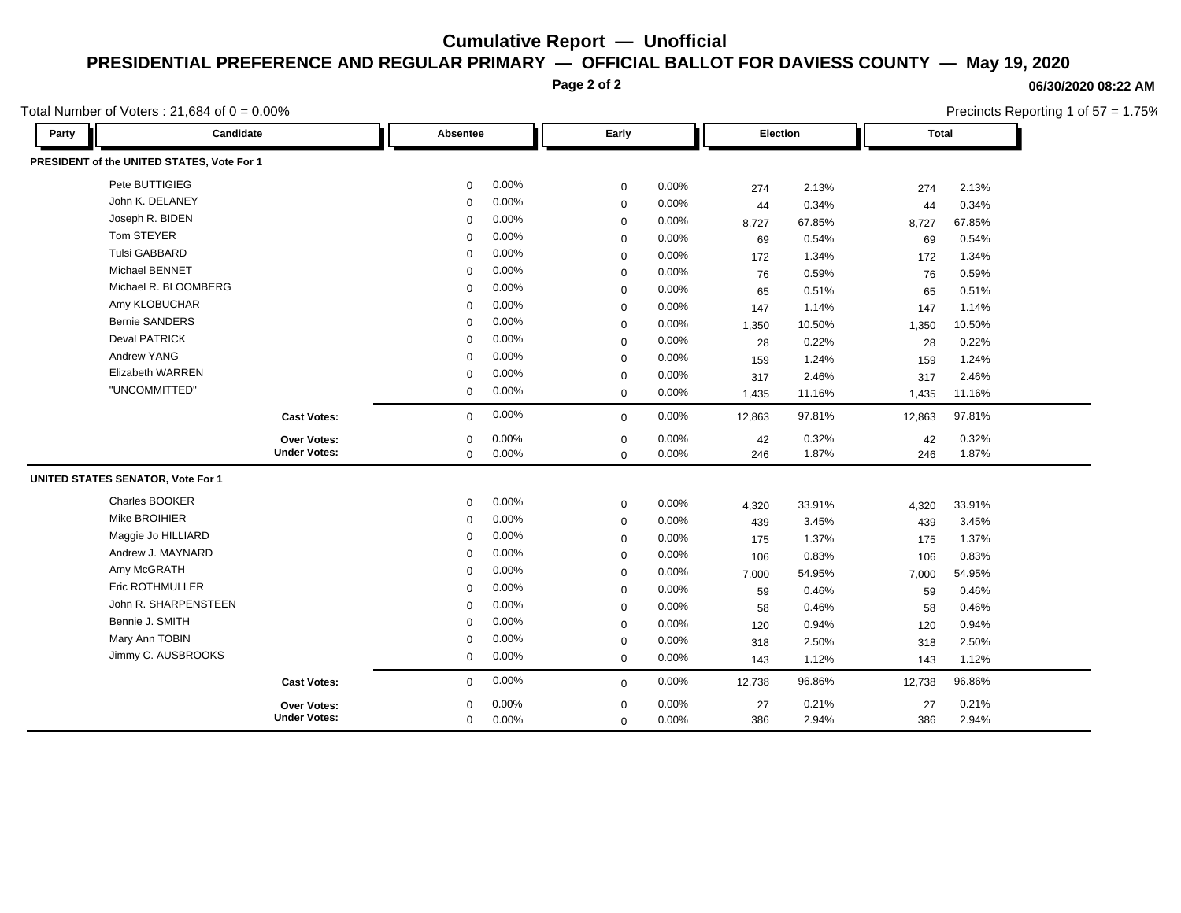# Cumulative Report — Unofficial

## PRESIDENTIAL PREFERENCE AND REGULAR PRIMARY — OFFICIAL BALLOT FOR DAVIESS COUNTY — May 19, 2020

06/30/2020 08:22 AM

Total Number of Voters : 21,684 of 0 = 0.00%

Precincts Reporting 1 of 57 = 1.75%

| Party | Candidate | Absentee | | Early | | Election | | Total | |
|---|---|---|---|---|---|---|---|---|---|
| **PRESIDENT of the UNITED STATES, Vote For 1** | | | | | | | | | |
| | Pete BUTTIGIEG | 0 | 0.00% | 0 | 0.00% | 274 | 2.13% | 274 | 2.13% |
| | John K. DELANEY | 0 | 0.00% | 0 | 0.00% | 44 | 0.34% | 44 | 0.34% |
| | Joseph R. BIDEN | 0 | 0.00% | 0 | 0.00% | 8,727 | 67.85% | 8,727 | 67.85% |
| | Tom STEYER | 0 | 0.00% | 0 | 0.00% | 69 | 0.54% | 69 | 0.54% |
| | Tulsi GABBARD | 0 | 0.00% | 0 | 0.00% | 172 | 1.34% | 172 | 1.34% |
| | Michael BENNET | 0 | 0.00% | 0 | 0.00% | 76 | 0.59% | 76 | 0.59% |
| | Michael R. BLOOMBERG | 0 | 0.00% | 0 | 0.00% | 65 | 0.51% | 65 | 0.51% |
| | Amy KLOBUCHAR | 0 | 0.00% | 0 | 0.00% | 147 | 1.14% | 147 | 1.14% |
| | Bernie SANDERS | 0 | 0.00% | 0 | 0.00% | 1,350 | 10.50% | 1,350 | 10.50% |
| | Deval PATRICK | 0 | 0.00% | 0 | 0.00% | 28 | 0.22% | 28 | 0.22% |
| | Andrew YANG | 0 | 0.00% | 0 | 0.00% | 159 | 1.24% | 159 | 1.24% |
| | Elizabeth WARREN | 0 | 0.00% | 0 | 0.00% | 317 | 2.46% | 317 | 2.46% |
| | "UNCOMMITTED" | 0 | 0.00% | 0 | 0.00% | 1,435 | 11.16% | 1,435 | 11.16% |
| | **Cast Votes:** | 0 | 0.00% | 0 | 0.00% | 12,863 | 97.81% | 12,863 | 97.81% |
| | **Over Votes:** | 0 | 0.00% | 0 | 0.00% | 42 | 0.32% | 42 | 0.32% |
| | **Under Votes:** | 0 | 0.00% | 0 | 0.00% | 246 | 1.87% | 246 | 1.87% |
| **UNITED STATES SENATOR, Vote For 1** | | | | | | | | | |
| | Charles BOOKER | 0 | 0.00% | 0 | 0.00% | 4,320 | 33.91% | 4,320 | 33.91% |
| | Mike BROIHIER | 0 | 0.00% | 0 | 0.00% | 439 | 3.45% | 439 | 3.45% |
| | Maggie Jo HILLIARD | 0 | 0.00% | 0 | 0.00% | 175 | 1.37% | 175 | 1.37% |
| | Andrew J. MAYNARD | 0 | 0.00% | 0 | 0.00% | 106 | 0.83% | 106 | 0.83% |
| | Amy McGRATH | 0 | 0.00% | 0 | 0.00% | 7,000 | 54.95% | 7,000 | 54.95% |
| | Eric ROTHMULLER | 0 | 0.00% | 0 | 0.00% | 59 | 0.46% | 59 | 0.46% |
| | John R. SHARPENSTEEN | 0 | 0.00% | 0 | 0.00% | 58 | 0.46% | 58 | 0.46% |
| | Bennie J. SMITH | 0 | 0.00% | 0 | 0.00% | 120 | 0.94% | 120 | 0.94% |
| | Mary Ann TOBIN | 0 | 0.00% | 0 | 0.00% | 318 | 2.50% | 318 | 2.50% |
| | Jimmy C. AUSBROOKS | 0 | 0.00% | 0 | 0.00% | 143 | 1.12% | 143 | 1.12% |
| | **Cast Votes:** | 0 | 0.00% | 0 | 0.00% | 12,738 | 96.86% | 12,738 | 96.86% |
| | **Over Votes:** | 0 | 0.00% | 0 | 0.00% | 27 | 0.21% | 27 | 0.21% |
| | **Under Votes:** | 0 | 0.00% | 0 | 0.00% | 386 | 2.94% | 386 | 2.94% |